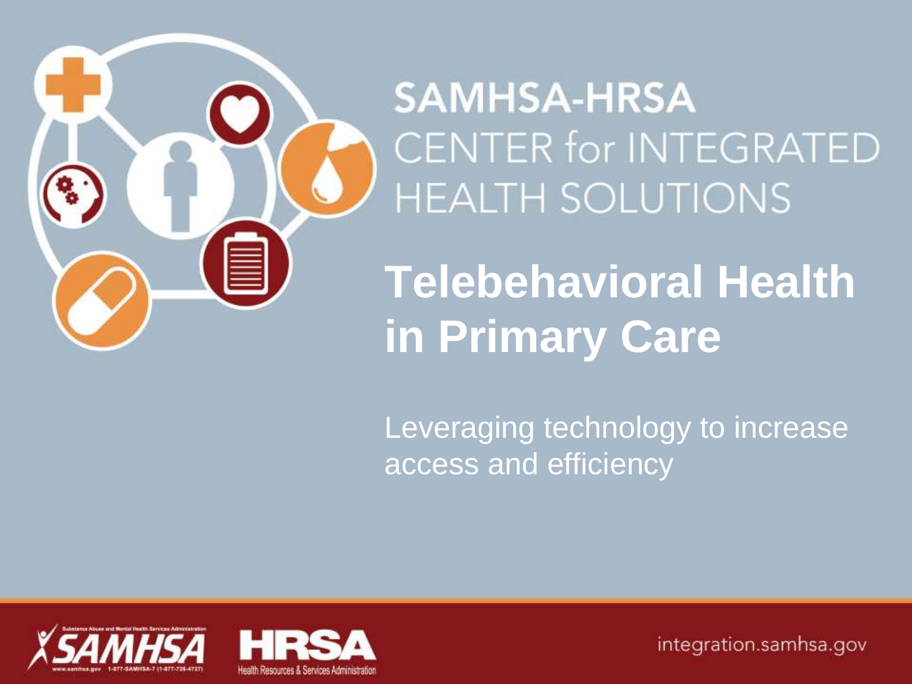SAMHSA-HRSA
CENTER for INTEGRATED HEALTH SOLUTIONS

# Telebehavioral Health in Primary Care

Leveraging technology to increase access and efficiency

integration.samhsa.gov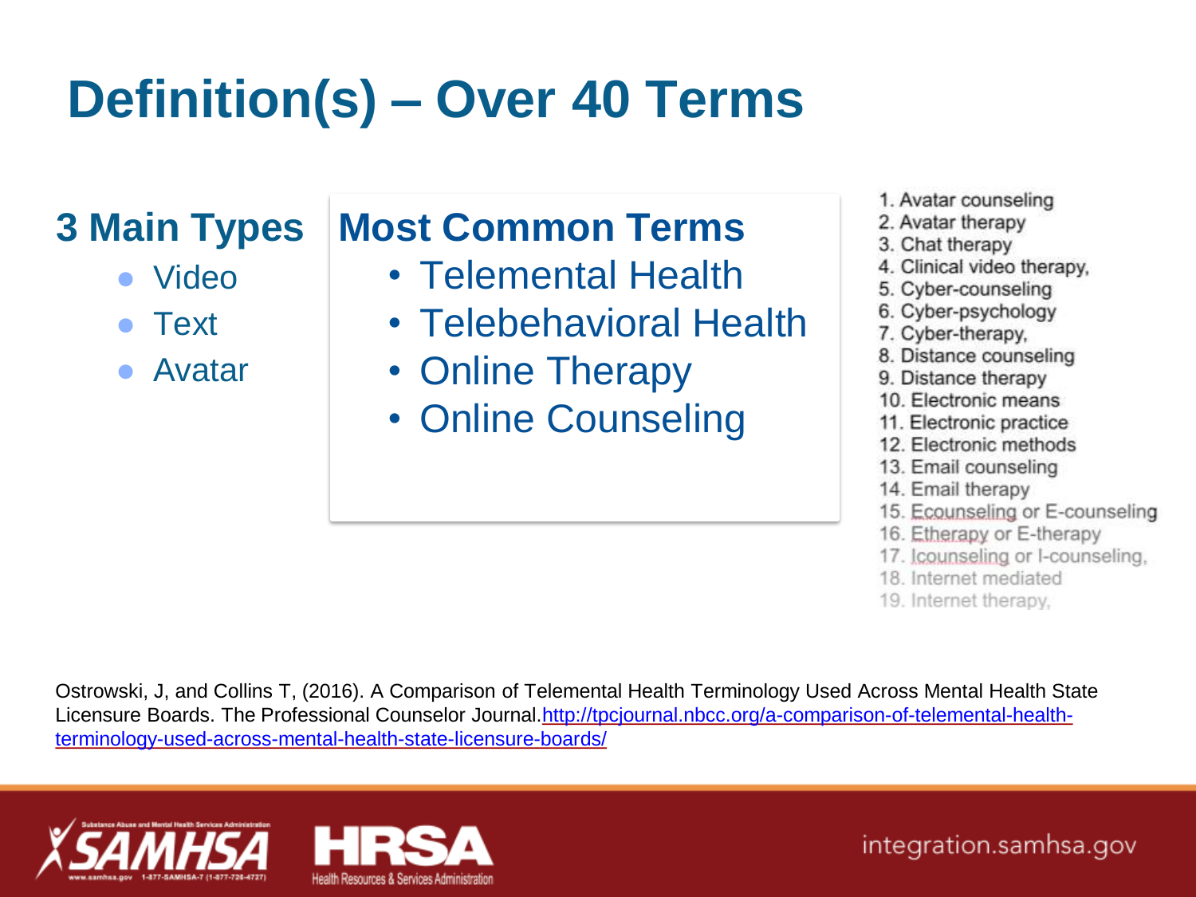# Definition(s) – Over 40 Terms

## 3 Main Types

- Video
- Text
- Avatar

## Most Common Terms

- Telemental Health
- Telebehavioral Health
- Online Therapy
- Online Counseling

1. Avatar counseling
2. Avatar therapy
3. Chat therapy
4. Clinical video therapy,
5. Cyber-counseling
6. Cyber-psychology
7. Cyber-therapy,
8. Distance counseling
9. Distance therapy
10. Electronic means
11. Electronic practice
12. Electronic methods
13. Email counseling
14. Email therapy
15. Ecounseling or E-counseling
16. Etherapy or E-therapy
17. Icounseling or I-counseling,
18. Internet mediated
19. Internet therapy,

Ostrowski, J, and Collins T, (2016). A Comparison of Telemental Health Terminology Used Across Mental Health State Licensure Boards. The Professional Counselor Journal. http://tpcjournal.nbcc.org/a-comparison-of-telemental-health-terminology-used-across-mental-health-state-licensure-boards/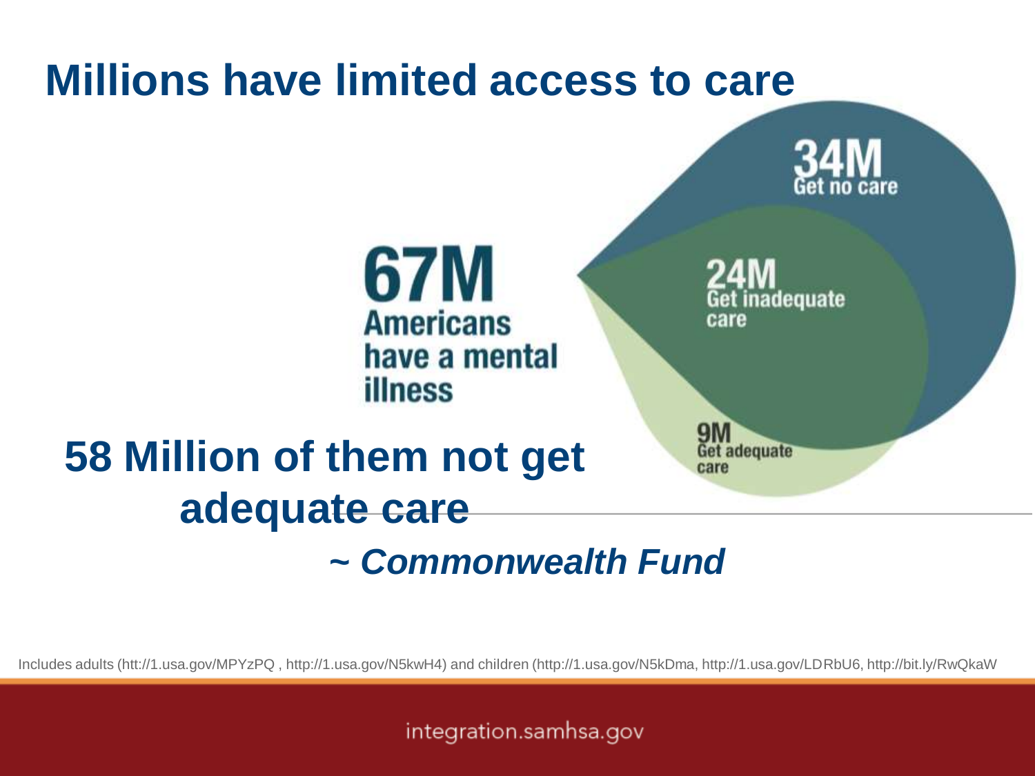# Millions have limited access to care

**67M** Americans have a mental illness

**34M** Get no care

**24M** Get inadequate care

**9M** Get adequate care

## 58 Million of them not get adequate care

***~ Commonwealth Fund***

Includes adults (htt://1.usa.gov/MPYzPQ , http://1.usa.gov/N5kwH4) and children (http://1.usa.gov/N5kDma, http://1.usa.gov/LDRbU6, http://bit.ly/RwQkaW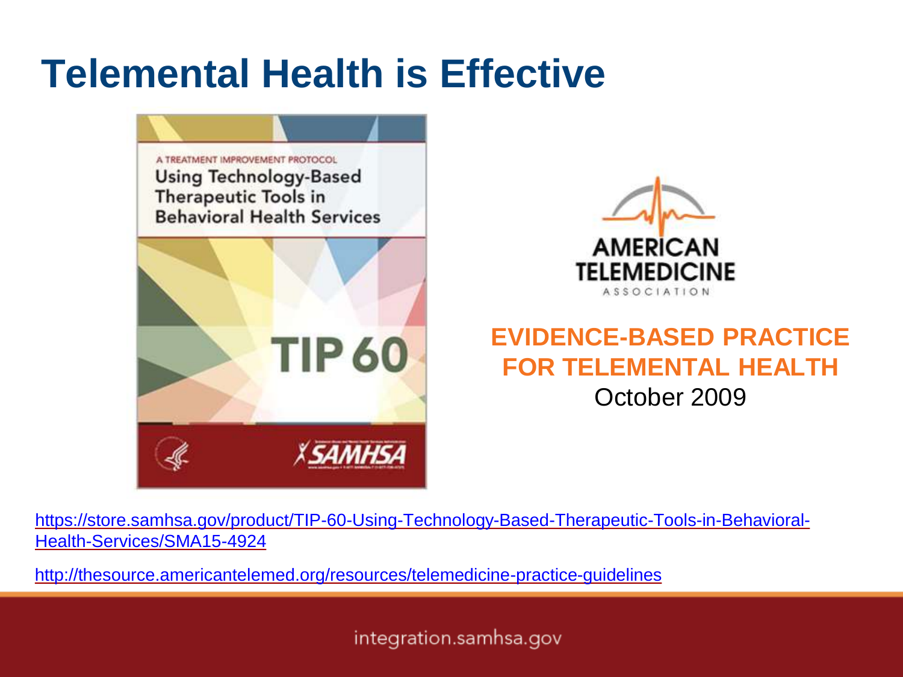# Telemental Health is Effective

A TREATMENT IMPROVEMENT PROTOCOL

Using Technology-Based Therapeutic Tools in Behavioral Health Services

TIP 60

SAMHSA

AMERICAN TELEMEDICINE ASSOCIATION

**EVIDENCE-BASED PRACTICE FOR TELEMENTAL HEALTH**

October 2009

https://store.samhsa.gov/product/TIP-60-Using-Technology-Based-Therapeutic-Tools-in-Behavioral-Health-Services/SMA15-4924

http://thesource.americantelemed.org/resources/telemedicine-practice-guidelines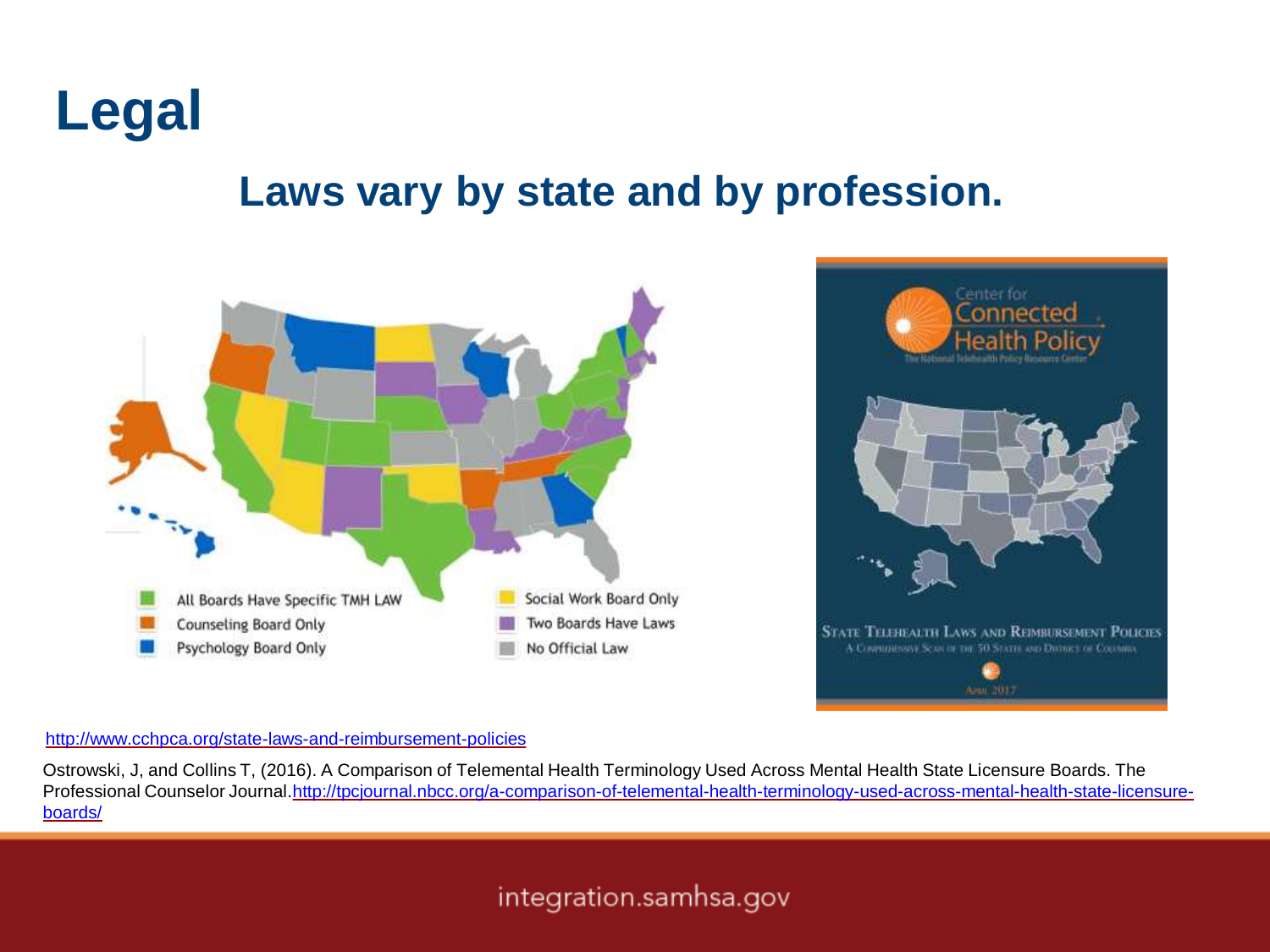# Legal

## Laws vary by state and by profession.

- All Boards Have Specific TMH LAW
- Counseling Board Only
- Psychology Board Only
- Social Work Board Only
- Two Boards Have Laws
- No Official Law

Center for Connected Health Policy
The National Telehealth Policy Resource Center

STATE TELEHEALTH LAWS AND REIMBURSEMENT POLICIES
A Comprehensive Scan of the 50 States and District of Columbia
April 2017

http://www.cchpca.org/state-laws-and-reimbursement-policies

Ostrowski, J, and Collins T, (2016). A Comparison of Telemental Health Terminology Used Across Mental Health State Licensure Boards. The Professional Counselor Journal. http://tpcjournal.nbcc.org/a-comparison-of-telemental-health-terminology-used-across-mental-health-state-licensure-boards/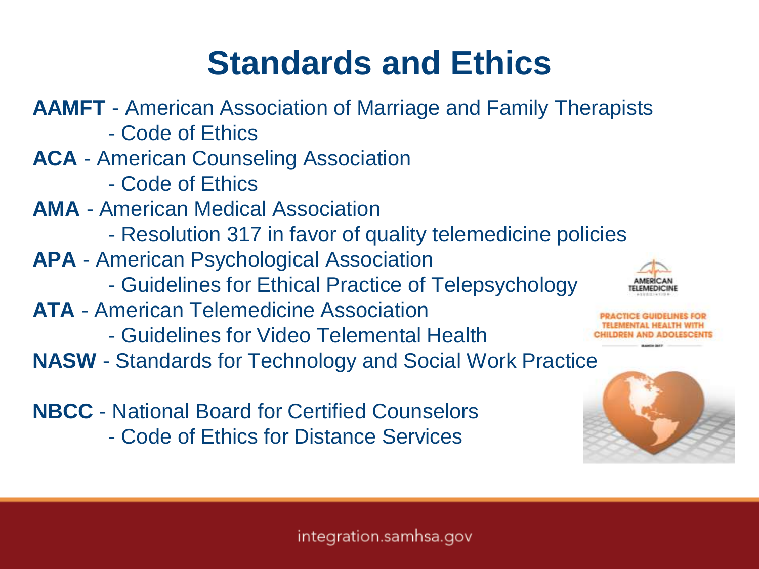# Standards and Ethics

**AAMFT** - American Association of Marriage and Family Therapists
- Code of Ethics

**ACA** - American Counseling Association
- Code of Ethics

**AMA** - American Medical Association
- Resolution 317 in favor of quality telemedicine policies

**APA** - American Psychological Association
- Guidelines for Ethical Practice of Telepsychology

**ATA** - American Telemedicine Association
- Guidelines for Video Telemental Health

**NASW** - Standards for Technology and Social Work Practice

**NBCC** - National Board for Certified Counselors
- Code of Ethics for Distance Services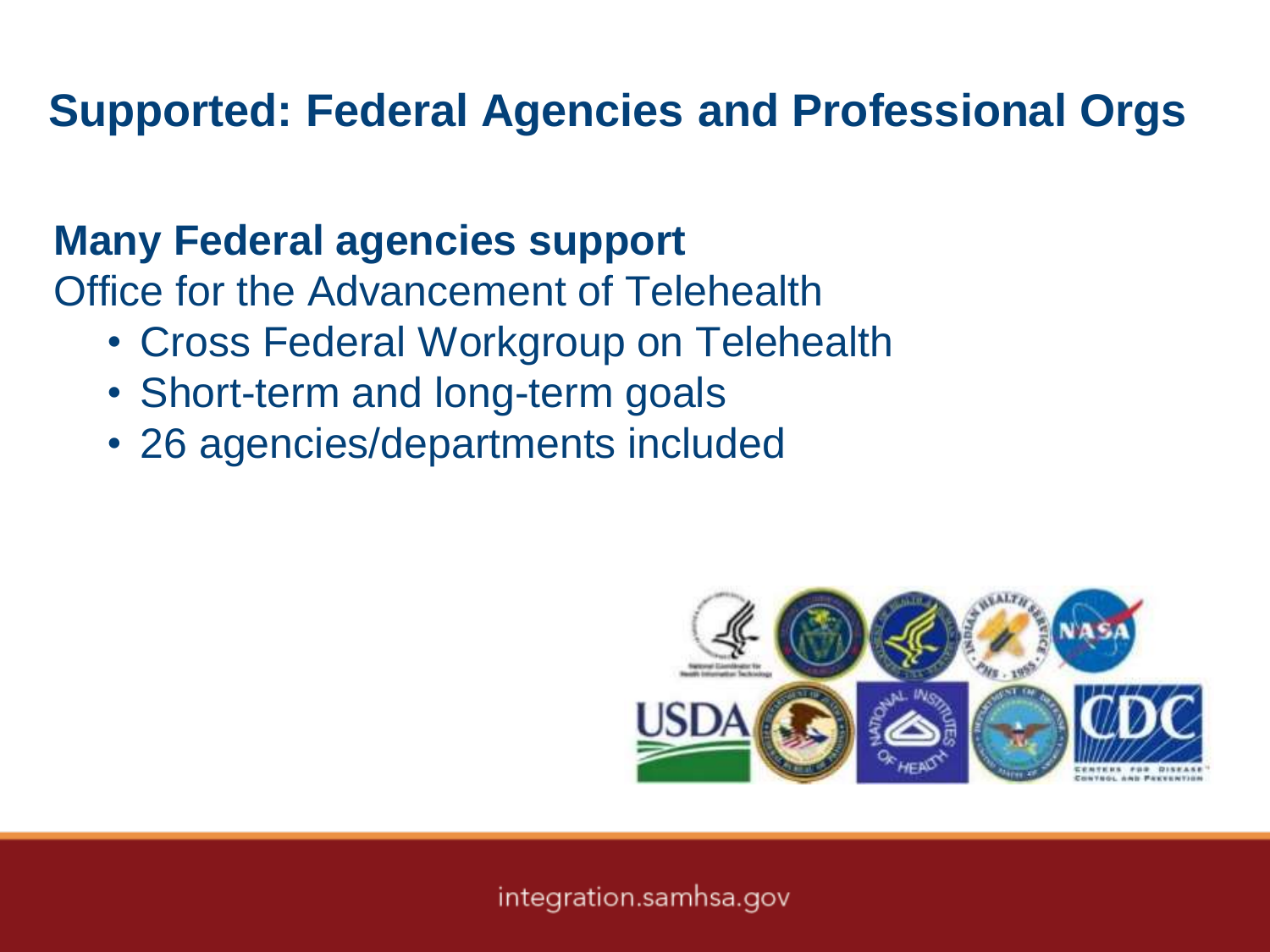# Supported: Federal Agencies and Professional Orgs

**Many Federal agencies support**

Office for the Advancement of Telehealth

- Cross Federal Workgroup on Telehealth
- Short-term and long-term goals
- 26 agencies/departments included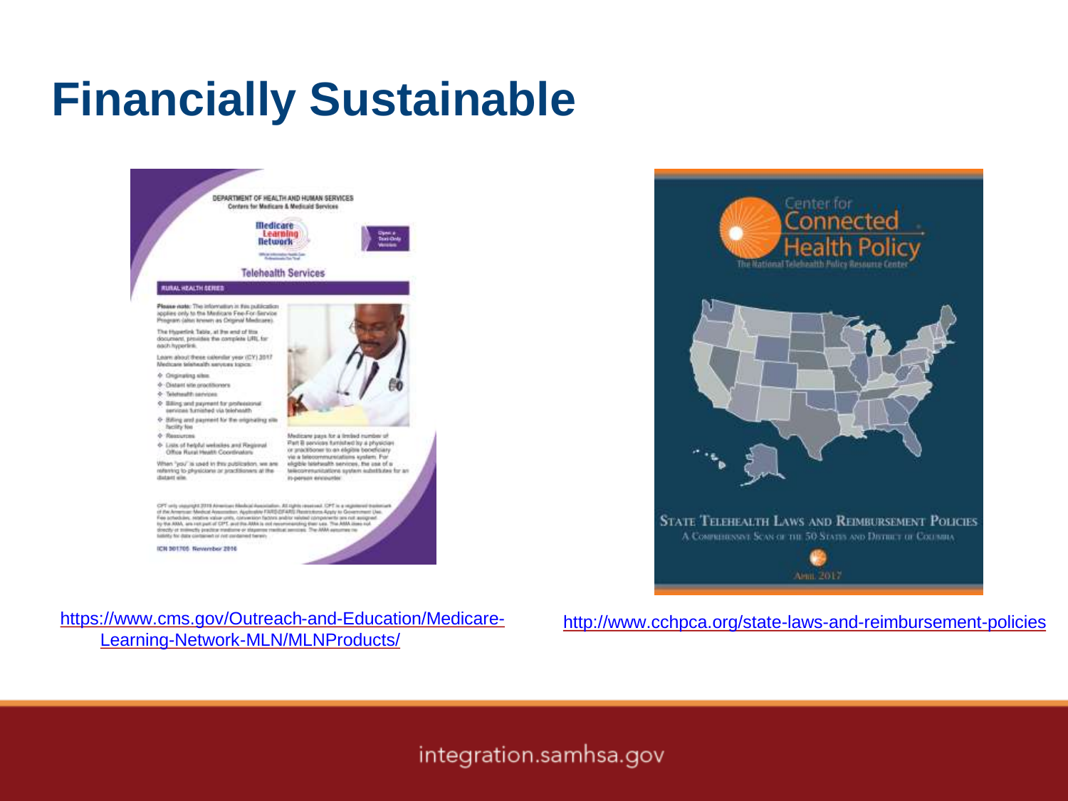# Financially Sustainable

https://www.cms.gov/Outreach-and-Education/Medicare-Learning-Network-MLN/MLNProducts/

http://www.cchpca.org/state-laws-and-reimbursement-policies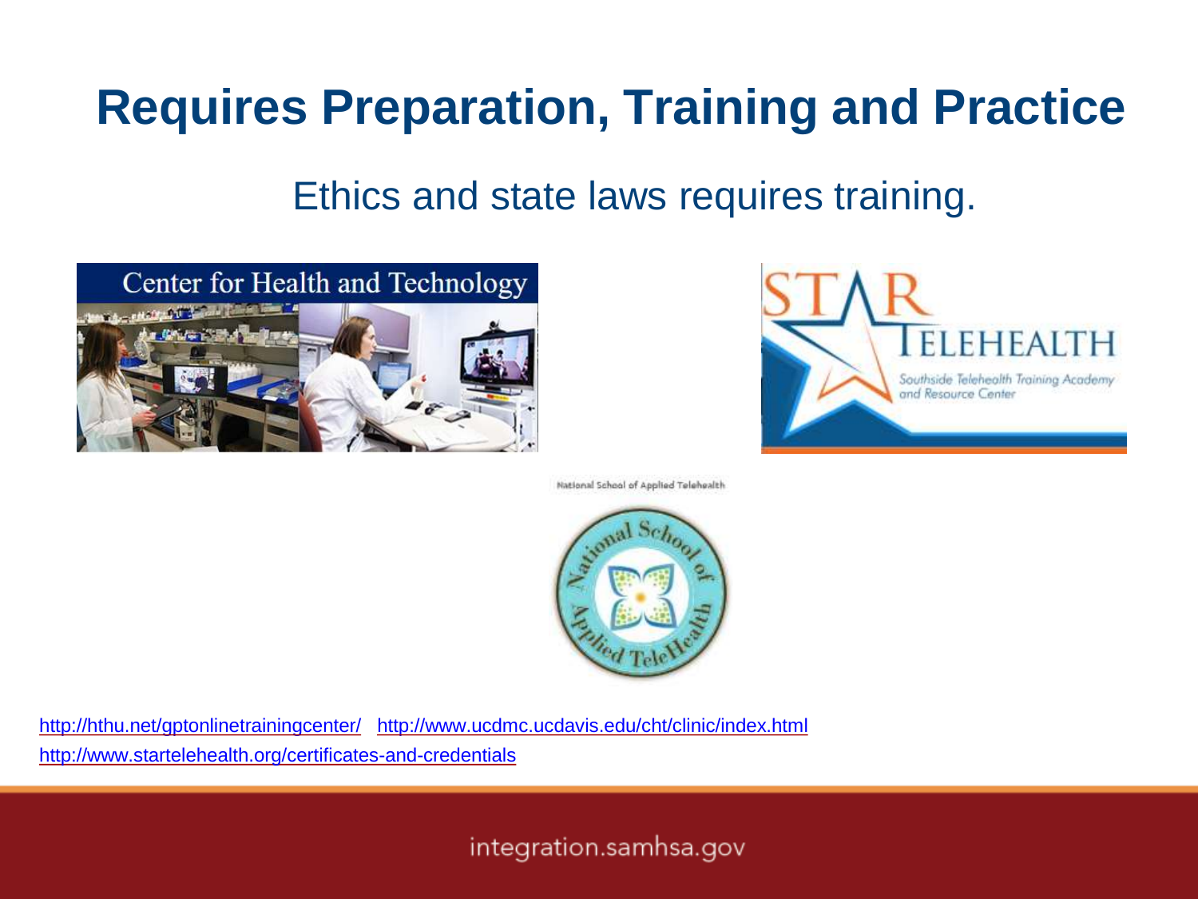# Requires Preparation, Training and Practice

Ethics and state laws requires training.

Center for Health and Technology

STAR TELEHEALTH

Southside Telehealth Training Academy and Resource Center

National School of Applied Telehealth

http://hthu.net/gptonlinetrainingcenter/ http://www.ucdmc.ucdavis.edu/cht/clinic/index.html

http://www.startelehealth.org/certificates-and-credentials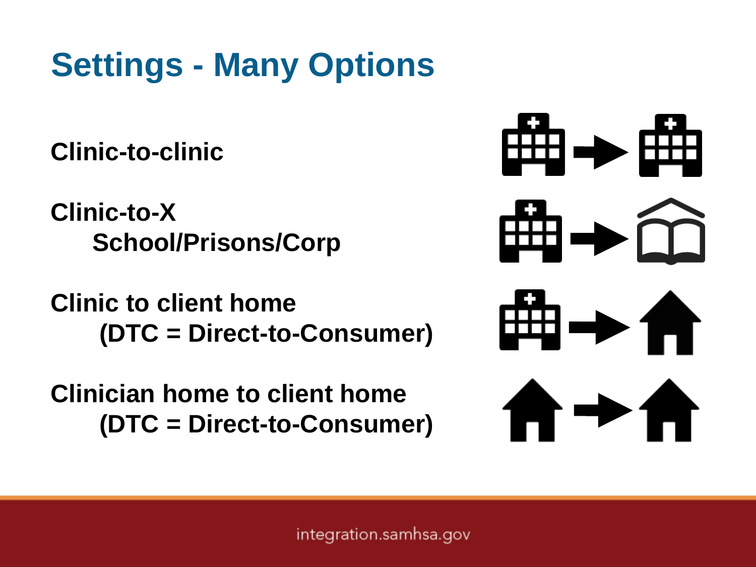# Settings - Many Options

**Clinic-to-clinic**

**Clinic-to-X**
**School/Prisons/Corp**

**Clinic to client home**
**(DTC = Direct-to-Consumer)**

**Clinician home to client home**
**(DTC = Direct-to-Consumer)**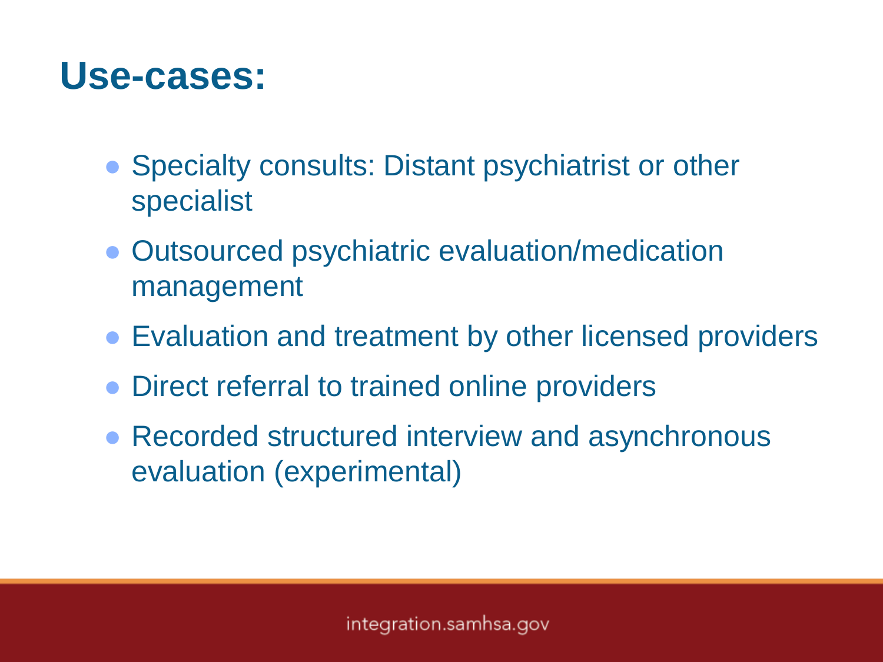# Use-cases:

- Specialty consults: Distant psychiatrist or other specialist
- Outsourced psychiatric evaluation/medication management
- Evaluation and treatment by other licensed providers
- Direct referral to trained online providers
- Recorded structured interview and asynchronous evaluation (experimental)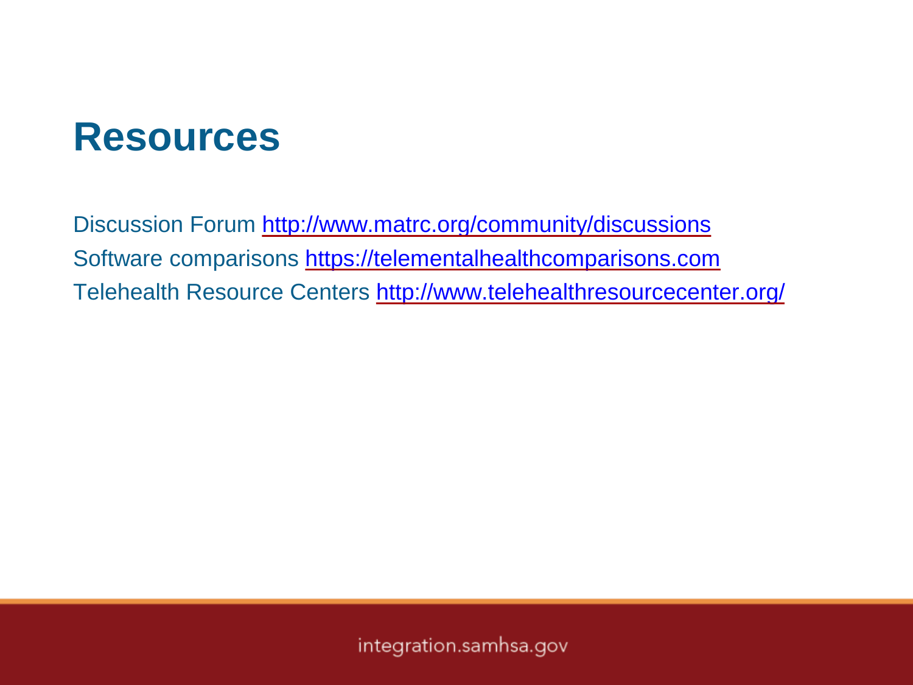# Resources

Discussion Forum http://www.matrc.org/community/discussions
Software comparisons https://telementalhealthcomparisons.com
Telehealth Resource Centers http://www.telehealthresourcecenter.org/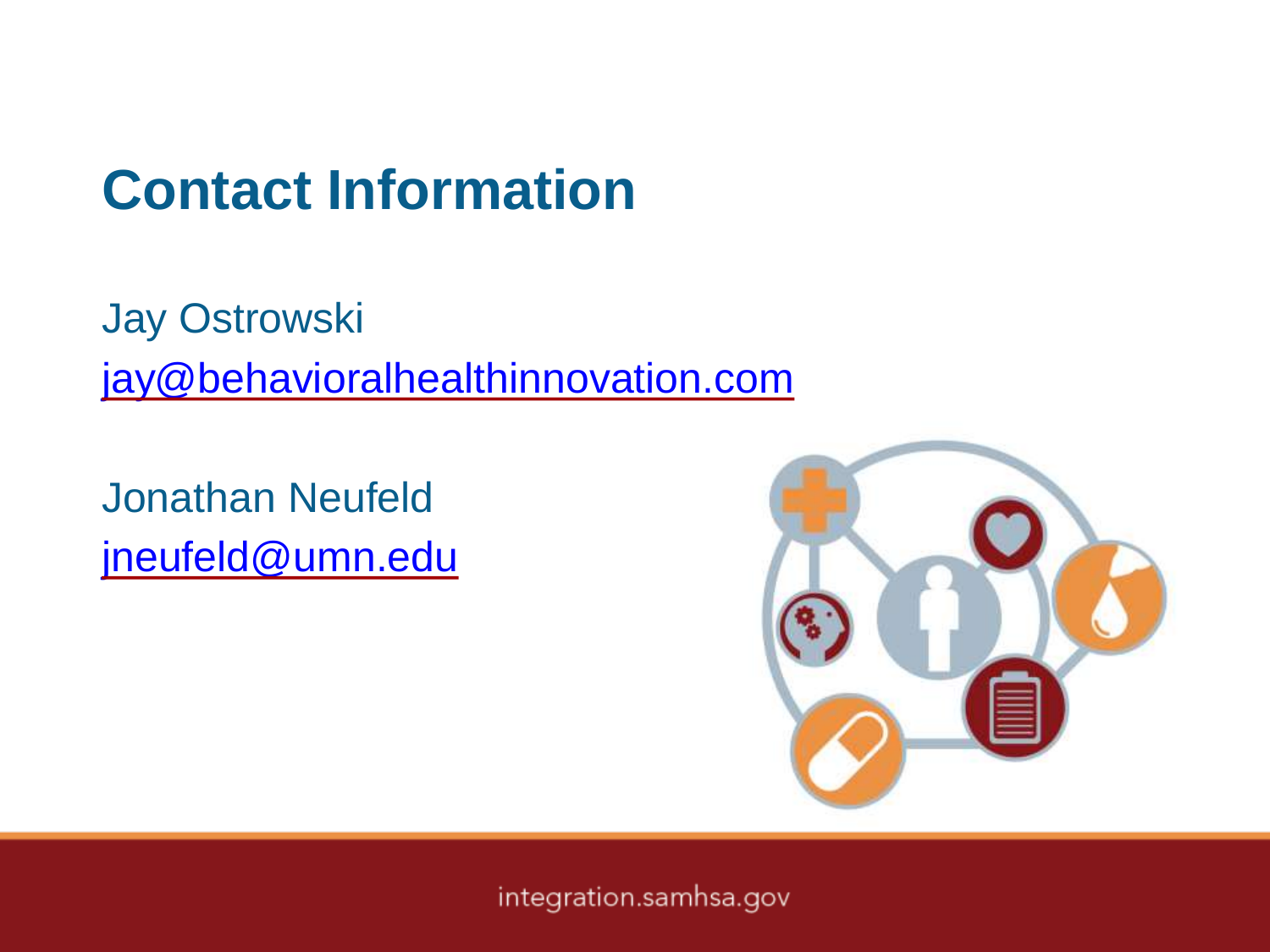# Contact Information

Jay Ostrowski
jay@behavioralhealthinnovation.com

Jonathan Neufeld
jneufeld@umn.edu